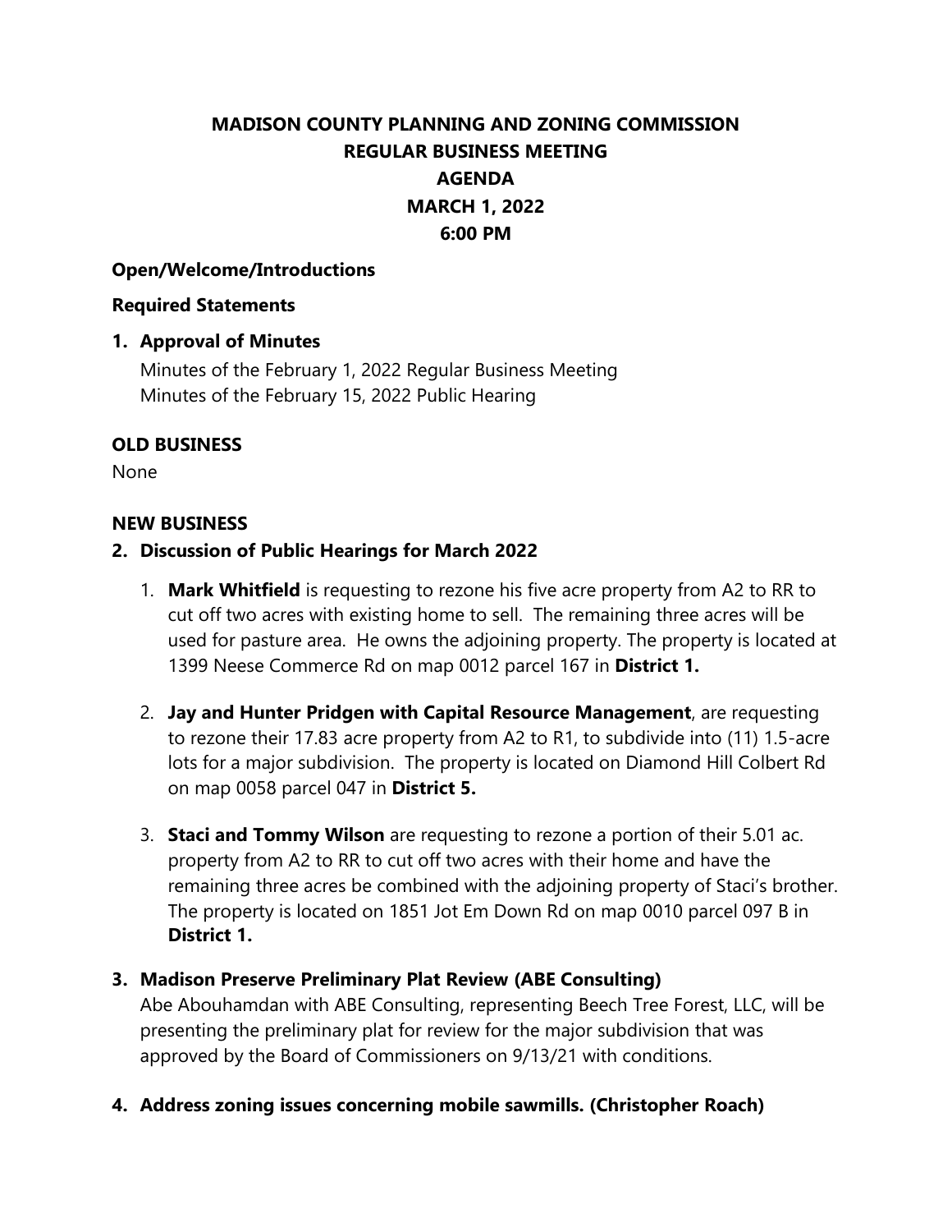# MADISON COUNTY PLANNING AND ZONING COMMISSION
## REGULAR BUSINESS MEETING
## AGENDA
## MARCH 1, 2022
## 6:00 PM

**Open/Welcome/Introductions**

**Required Statements**

**1. Approval of Minutes**

Minutes of the February 1, 2022 Regular Business Meeting
Minutes of the February 15, 2022 Public Hearing

**OLD BUSINESS**

None

**NEW BUSINESS**

**2. Discussion of Public Hearings for March 2022**

1. **Mark Whitfield** is requesting to rezone his five acre property from A2 to RR to cut off two acres with existing home to sell. The remaining three acres will be used for pasture area. He owns the adjoining property. The property is located at 1399 Neese Commerce Rd on map 0012 parcel 167 in **District 1.**

2. **Jay and Hunter Pridgen with Capital Resource Management**, are requesting to rezone their 17.83 acre property from A2 to R1, to subdivide into (11) 1.5-acre lots for a major subdivision. The property is located on Diamond Hill Colbert Rd on map 0058 parcel 047 in **District 5.**

3. **Staci and Tommy Wilson** are requesting to rezone a portion of their 5.01 ac. property from A2 to RR to cut off two acres with their home and have the remaining three acres be combined with the adjoining property of Staci's brother. The property is located on 1851 Jot Em Down Rd on map 0010 parcel 097 B in **District 1.**

**3. Madison Preserve Preliminary Plat Review (ABE Consulting)**

Abe Abouhamdan with ABE Consulting, representing Beech Tree Forest, LLC, will be presenting the preliminary plat for review for the major subdivision that was approved by the Board of Commissioners on 9/13/21 with conditions.

**4. Address zoning issues concerning mobile sawmills. (Christopher Roach)**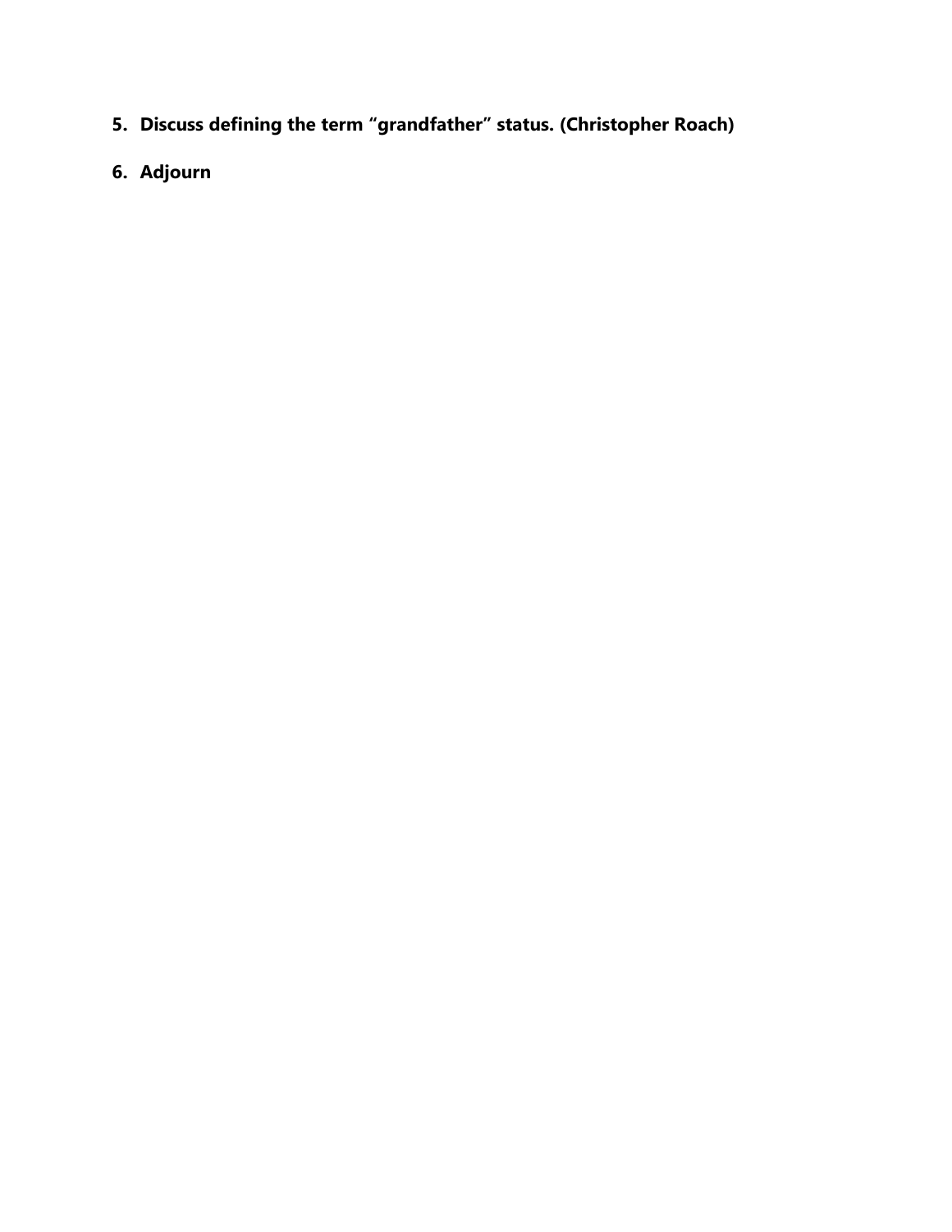5. **Discuss defining the term "grandfather" status. (Christopher Roach)**

6. **Adjourn**